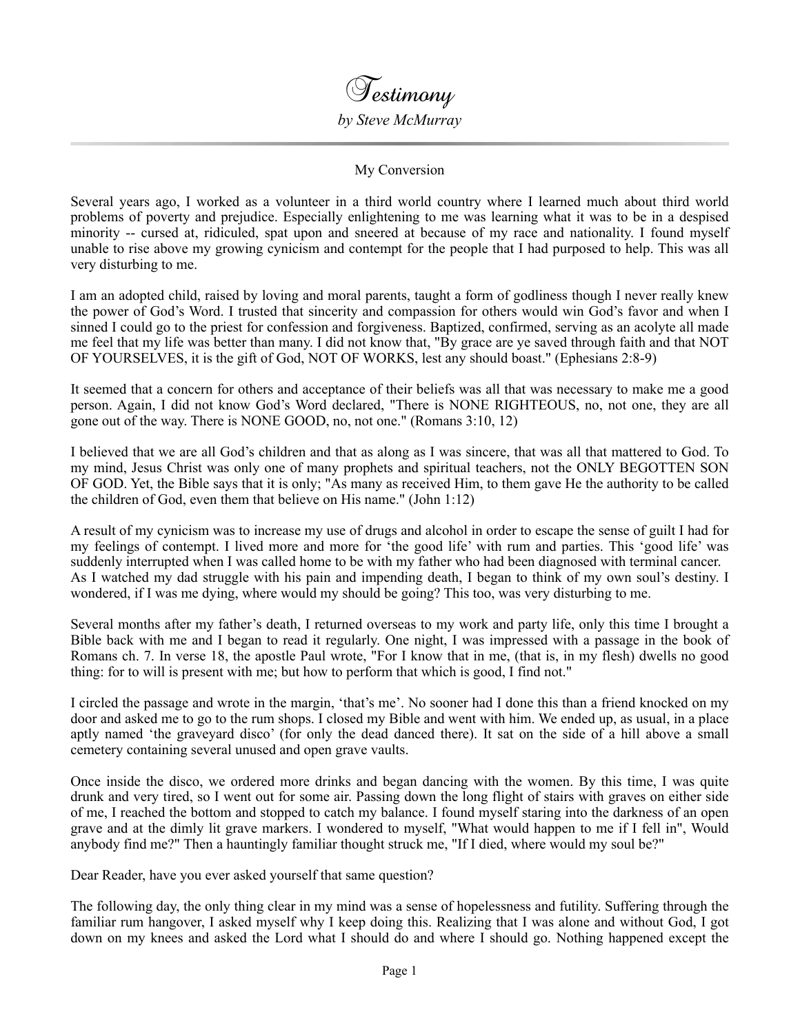# Testimony

*by Steve McMurray*

---

My Conversion

Several years ago, I worked as a volunteer in a third world country where I learned much about third world problems of poverty and prejudice. Especially enlightening to me was learning what it was to be in a despised minority -- cursed at, ridiculed, spat upon and sneered at because of my race and nationality. I found myself unable to rise above my growing cynicism and contempt for the people that I had purposed to help. This was all very disturbing to me.

I am an adopted child, raised by loving and moral parents, taught a form of godliness though I never really knew the power of God's Word. I trusted that sincerity and compassion for others would win God's favor and when I sinned I could go to the priest for confession and forgiveness. Baptized, confirmed, serving as an acolyte all made me feel that my life was better than many. I did not know that, "By grace are ye saved through faith and that NOT OF YOURSELVES, it is the gift of God, NOT OF WORKS, lest any should boast." (Ephesians 2:8-9)

It seemed that a concern for others and acceptance of their beliefs was all that was necessary to make me a good person. Again, I did not know God's Word declared, "There is NONE RIGHTEOUS, no, not one, they are all gone out of the way. There is NONE GOOD, no, not one." (Romans 3:10, 12)

I believed that we are all God's children and that as along as I was sincere, that was all that mattered to God. To my mind, Jesus Christ was only one of many prophets and spiritual teachers, not the ONLY BEGOTTEN SON OF GOD. Yet, the Bible says that it is only; "As many as received Him, to them gave He the authority to be called the children of God, even them that believe on His name." (John 1:12)

A result of my cynicism was to increase my use of drugs and alcohol in order to escape the sense of guilt I had for my feelings of contempt. I lived more and more for 'the good life' with rum and parties. This 'good life' was suddenly interrupted when I was called home to be with my father who had been diagnosed with terminal cancer. As I watched my dad struggle with his pain and impending death, I began to think of my own soul's destiny. I wondered, if I was me dying, where would my should be going? This too, was very disturbing to me.

Several months after my father's death, I returned overseas to my work and party life, only this time I brought a Bible back with me and I began to read it regularly. One night, I was impressed with a passage in the book of Romans ch. 7. In verse 18, the apostle Paul wrote, "For I know that in me, (that is, in my flesh) dwells no good thing: for to will is present with me; but how to perform that which is good, I find not."

I circled the passage and wrote in the margin, 'that's me'. No sooner had I done this than a friend knocked on my door and asked me to go to the rum shops. I closed my Bible and went with him. We ended up, as usual, in a place aptly named 'the graveyard disco' (for only the dead danced there). It sat on the side of a hill above a small cemetery containing several unused and open grave vaults.

Once inside the disco, we ordered more drinks and began dancing with the women. By this time, I was quite drunk and very tired, so I went out for some air. Passing down the long flight of stairs with graves on either side of me, I reached the bottom and stopped to catch my balance. I found myself staring into the darkness of an open grave and at the dimly lit grave markers. I wondered to myself, "What would happen to me if I fell in", Would anybody find me?" Then a hauntingly familiar thought struck me, "If I died, where would my soul be?"

Dear Reader, have you ever asked yourself that same question?

The following day, the only thing clear in my mind was a sense of hopelessness and futility. Suffering through the familiar rum hangover, I asked myself why I keep doing this. Realizing that I was alone and without God, I got down on my knees and asked the Lord what I should do and where I should go. Nothing happened except the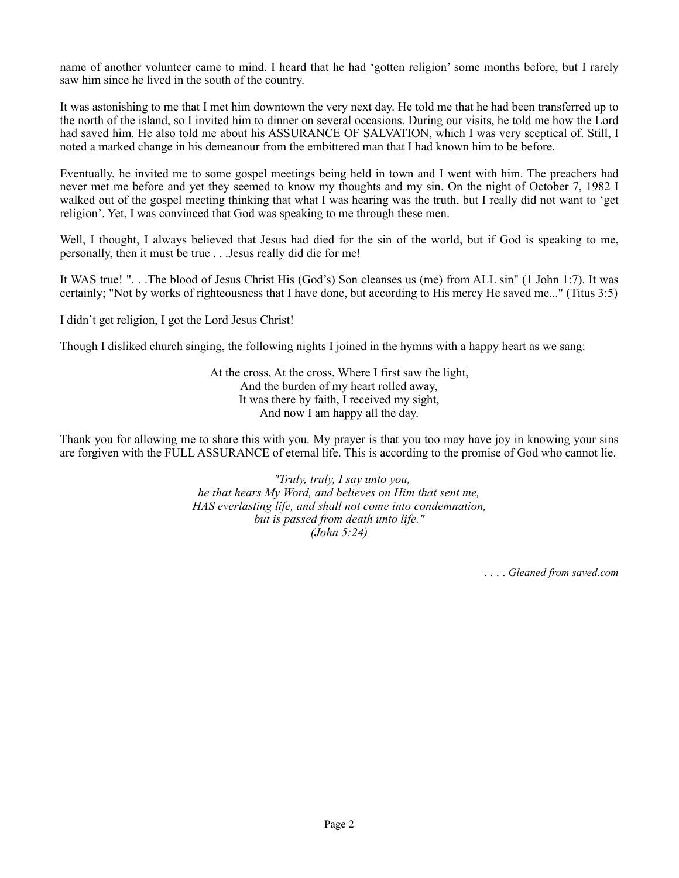name of another volunteer came to mind. I heard that he had 'gotten religion' some months before, but I rarely saw him since he lived in the south of the country.

It was astonishing to me that I met him downtown the very next day. He told me that he had been transferred up to the north of the island, so I invited him to dinner on several occasions. During our visits, he told me how the Lord had saved him. He also told me about his ASSURANCE OF SALVATION, which I was very sceptical of. Still, I noted a marked change in his demeanour from the embittered man that I had known him to be before.

Eventually, he invited me to some gospel meetings being held in town and I went with him. The preachers had never met me before and yet they seemed to know my thoughts and my sin. On the night of October 7, 1982 I walked out of the gospel meeting thinking that what I was hearing was the truth, but I really did not want to 'get religion'. Yet, I was convinced that God was speaking to me through these men.

Well, I thought, I always believed that Jesus had died for the sin of the world, but if God is speaking to me, personally, then it must be true . . .Jesus really did die for me!

It WAS true! ". . .The blood of Jesus Christ His (God's) Son cleanses us (me) from ALL sin" (1 John 1:7). It was certainly; "Not by works of righteousness that I have done, but according to His mercy He saved me..." (Titus 3:5)

I didn't get religion, I got the Lord Jesus Christ!

Though I disliked church singing, the following nights I joined in the hymns with a happy heart as we sang:

At the cross, At the cross, Where I first saw the light,  
And the burden of my heart rolled away,  
It was there by faith, I received my sight,  
And now I am happy all the day.

Thank you for allowing me to share this with you. My prayer is that you too may have joy in knowing your sins are forgiven with the FULL ASSURANCE of eternal life. This is according to the promise of God who cannot lie.

*"Truly, truly, I say unto you,*  
*he that hears My Word, and believes on Him that sent me,*  
*HAS everlasting life, and shall not come into condemnation,*  
*but is passed from death unto life."*  
*(John 5:24)*

. . . . *Gleaned from saved.com*